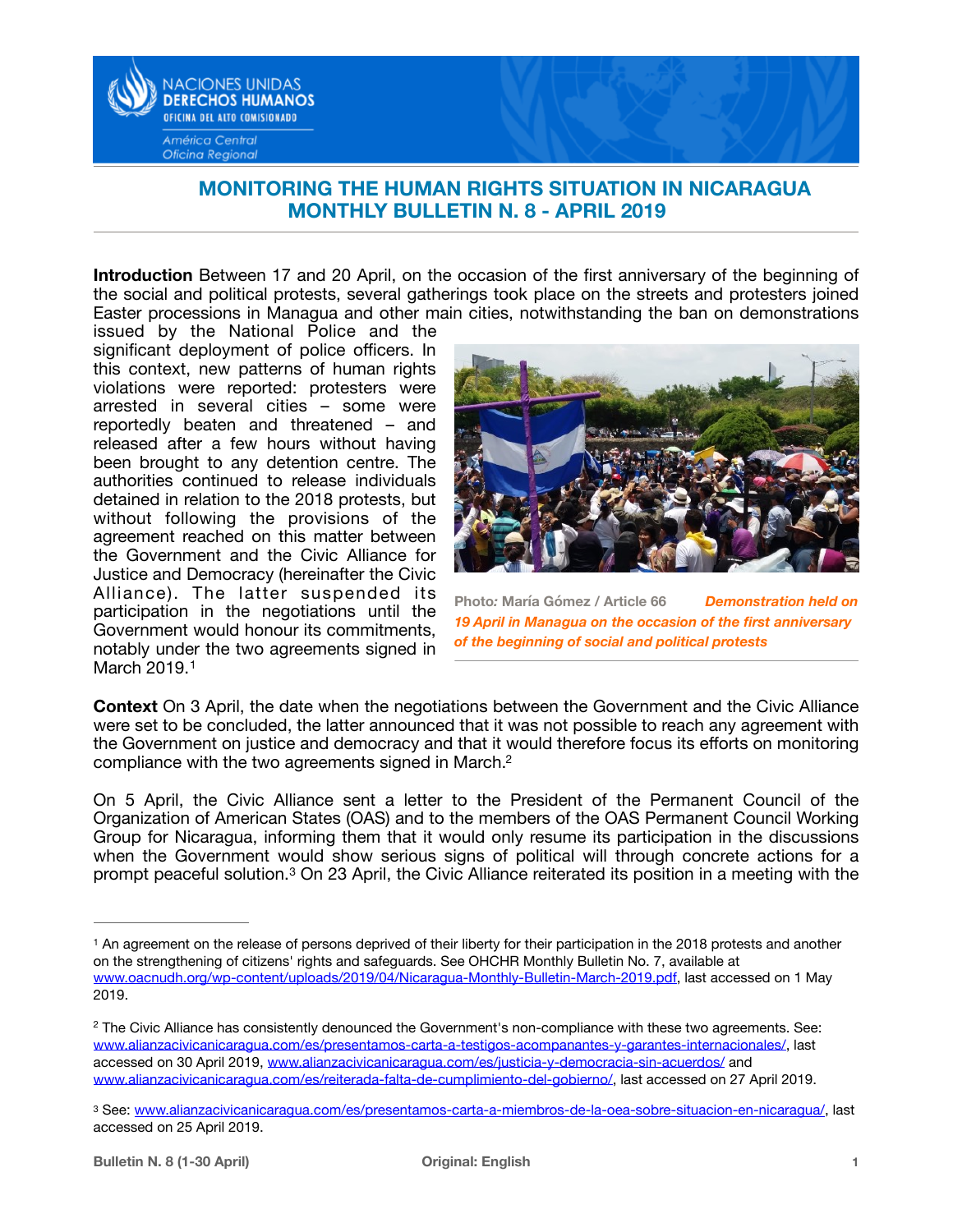# MONITORING THE HUMAN RIGHTS SITUATION IN NICARAGUA
## MONTHLY BULLETIN N. 8 - APRIL 2019

**Introduction** Between 17 and 20 April, on the occasion of the first anniversary of the beginning of the social and political protests, several gatherings took place on the streets and protesters joined Easter processions in Managua and other main cities, notwithstanding the ban on demonstrations issued by the National Police and the significant deployment of police officers. In this context, new patterns of human rights violations were reported: protesters were arrested in several cities – some were reportedly beaten and threatened – and released after a few hours without having been brought to any detention centre. The authorities continued to release individuals detained in relation to the 2018 protests, but without following the provisions of the agreement reached on this matter between the Government and the Civic Alliance for Justice and Democracy (hereinafter the Civic Alliance). The latter suspended its participation in the negotiations until the Government would honour its commitments, notably under the two agreements signed in March 2019.[1]

Photo: María Gómez / Article 66 *Demonstration held on 19 April in Managua on the occasion of the first anniversary of the beginning of social and political protests*

**Context** On 3 April, the date when the negotiations between the Government and the Civic Alliance were set to be concluded, the latter announced that it was not possible to reach any agreement with the Government on justice and democracy and that it would therefore focus its efforts on monitoring compliance with the two agreements signed in March.[2]

On 5 April, the Civic Alliance sent a letter to the President of the Permanent Council of the Organization of American States (OAS) and to the members of the OAS Permanent Council Working Group for Nicaragua, informing them that it would only resume its participation in the discussions when the Government would show serious signs of political will through concrete actions for a prompt peaceful solution.[3] On 23 April, the Civic Alliance reiterated its position in a meeting with the

---

[1] An agreement on the release of persons deprived of their liberty for their participation in the 2018 protests and another on the strengthening of citizens' rights and safeguards. See OHCHR Monthly Bulletin No. 7, available at www.oacnudh.org/wp-content/uploads/2019/04/Nicaragua-Monthly-Bulletin-March-2019.pdf, last accessed on 1 May 2019.

[2] The Civic Alliance has consistently denounced the Government's non-compliance with these two agreements. See: www.alianzacivicanicaragua.com/es/presentamos-carta-a-testigos-acompanantes-y-garantes-internacionales/, last accessed on 30 April 2019, www.alianzacivicanicaragua.com/es/justicia-y-democracia-sin-acuerdos/ and www.alianzacivicanicaragua.com/es/reiterada-falta-de-cumplimiento-del-gobierno/, last accessed on 27 April 2019.

[3] See: www.alianzacivicanicaragua.com/es/presentamos-carta-a-miembros-de-la-oea-sobre-situacion-en-nicaragua/, last accessed on 25 April 2019.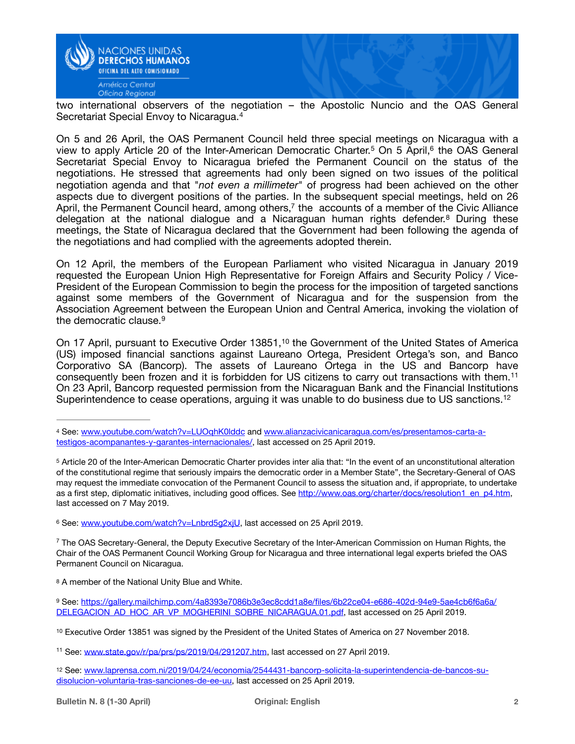two international observers of the negotiation – the Apostolic Nuncio and the OAS General Secretariat Special Envoy to Nicaragua.[4]

On 5 and 26 April, the OAS Permanent Council held three special meetings on Nicaragua with a view to apply Article 20 of the Inter-American Democratic Charter.[5] On 5 April,[6] the OAS General Secretariat Special Envoy to Nicaragua briefed the Permanent Council on the status of the negotiations. He stressed that agreements had only been signed on two issues of the political negotiation agenda and that "*not even a millimeter*" of progress had been achieved on the other aspects due to divergent positions of the parties. In the subsequent special meetings, held on 26 April, the Permanent Council heard, among others,[7] the accounts of a member of the Civic Alliance delegation at the national dialogue and a Nicaraguan human rights defender.[8] During these meetings, the State of Nicaragua declared that the Government had been following the agenda of the negotiations and had complied with the agreements adopted therein.

On 12 April, the members of the European Parliament who visited Nicaragua in January 2019 requested the European Union High Representative for Foreign Affairs and Security Policy / Vice-President of the European Commission to begin the process for the imposition of targeted sanctions against some members of the Government of Nicaragua and for the suspension from the Association Agreement between the European Union and Central America, invoking the violation of the democratic clause.[9]

On 17 April, pursuant to Executive Order 13851,[10] the Government of the United States of America (US) imposed financial sanctions against Laureano Ortega, President Ortega's son, and Banco Corporativo SA (Bancorp). The assets of Laureano Ortega in the US and Bancorp have consequently been frozen and it is forbidden for US citizens to carry out transactions with them.[11] On 23 April, Bancorp requested permission from the Nicaraguan Bank and the Financial Institutions Superintendence to cease operations, arguing it was unable to do business due to US sanctions.[12]

---

[4] See: www.youtube.com/watch?v=LUOqhK0lddc and www.alianzacivicanicaragua.com/es/presentamos-carta-a-testigos-acompanantes-y-garantes-internacionales/, last accessed on 25 April 2019.

[5] Article 20 of the Inter-American Democratic Charter provides inter alia that: "In the event of an unconstitutional alteration of the constitutional regime that seriously impairs the democratic order in a Member State", the Secretary-General of OAS may request the immediate convocation of the Permanent Council to assess the situation and, if appropriate, to undertake as a first step, diplomatic initiatives, including good offices. See http://www.oas.org/charter/docs/resolution1_en_p4.htm, last accessed on 7 May 2019.

[6] See: www.youtube.com/watch?v=Lnbrd5g2xjU, last accessed on 25 April 2019.

[7] The OAS Secretary-General, the Deputy Executive Secretary of the Inter-American Commission on Human Rights, the Chair of the OAS Permanent Council Working Group for Nicaragua and three international legal experts briefed the OAS Permanent Council on Nicaragua.

[8] A member of the National Unity Blue and White.

[9] See: https://gallery.mailchimp.com/4a8393e7086b3e3ec8cdd1a8e/files/6b22ce04-e686-402d-94e9-5ae4cb6f6a6a/DELEGACION_AD_HOC_AR_VP_MOGHERINI_SOBRE_NICARAGUA.01.pdf, last accessed on 25 April 2019.

[10] Executive Order 13851 was signed by the President of the United States of America on 27 November 2018.

[11] See: www.state.gov/r/pa/prs/ps/2019/04/291207.htm, last accessed on 27 April 2019.

[12] See: www.laprensa.com.ni/2019/04/24/economia/2544431-bancorp-solicita-la-superintendencia-de-bancos-su-disolucion-voluntaria-tras-sanciones-de-ee-uu, last accessed on 25 April 2019.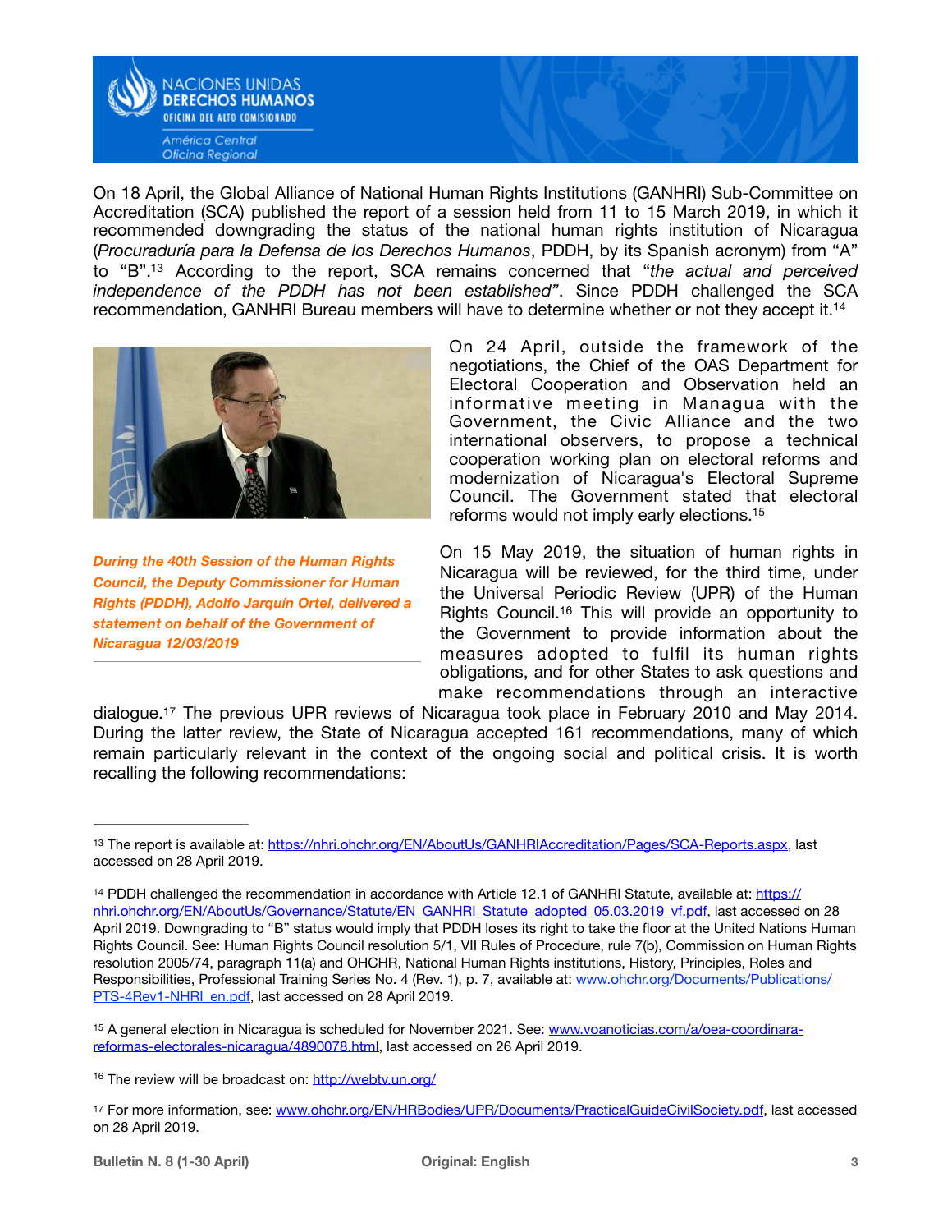On 18 April, the Global Alliance of National Human Rights Institutions (GANHRI) Sub-Committee on Accreditation (SCA) published the report of a session held from 11 to 15 March 2019, in which it recommended downgrading the status of the national human rights institution of Nicaragua (*Procuraduría para la Defensa de los Derechos Humanos*, PDDH, by its Spanish acronym) from "A" to "B".[13] According to the report, SCA remains concerned that "*the actual and perceived independence of the PDDH has not been established*". Since PDDH challenged the SCA recommendation, GANHRI Bureau members will have to determine whether or not they accept it.[14]

On 24 April, outside the framework of the negotiations, the Chief of the OAS Department for Electoral Cooperation and Observation held an informative meeting in Managua with the Government, the Civic Alliance and the two international observers, to propose a technical cooperation working plan on electoral reforms and modernization of Nicaragua's Electoral Supreme Council. The Government stated that electoral reforms would not imply early elections.[15]

***During the 40th Session of the Human Rights Council, the Deputy Commissioner for Human Rights (PDDH), Adolfo Jarquín Ortel, delivered a statement on behalf of the Government of Nicaragua 12/03/2019***

On 15 May 2019, the situation of human rights in Nicaragua will be reviewed, for the third time, under the Universal Periodic Review (UPR) of the Human Rights Council.[16] This will provide an opportunity to the Government to provide information about the measures adopted to fulfil its human rights obligations, and for other States to ask questions and make recommendations through an interactive dialogue.[17] The previous UPR reviews of Nicaragua took place in February 2010 and May 2014. During the latter review, the State of Nicaragua accepted 161 recommendations, many of which remain particularly relevant in the context of the ongoing social and political crisis. It is worth recalling the following recommendations:

---

[13] The report is available at: https://nhri.ohchr.org/EN/AboutUs/GANHRIAccreditation/Pages/SCA-Reports.aspx, last accessed on 28 April 2019.

[14] PDDH challenged the recommendation in accordance with Article 12.1 of GANHRI Statute, available at: https://nhri.ohchr.org/EN/AboutUs/Governance/Statute/EN_GANHRI_Statute_adopted_05.03.2019_vf.pdf, last accessed on 28 April 2019. Downgrading to "B" status would imply that PDDH loses its right to take the floor at the United Nations Human Rights Council. See: Human Rights Council resolution 5/1, VII Rules of Procedure, rule 7(b), Commission on Human Rights resolution 2005/74, paragraph 11(a) and OHCHR, National Human Rights institutions, History, Principles, Roles and Responsibilities, Professional Training Series No. 4 (Rev. 1), p. 7, available at: www.ohchr.org/Documents/Publications/PTS-4Rev1-NHRI_en.pdf, last accessed on 28 April 2019.

[15] A general election in Nicaragua is scheduled for November 2021. See: www.voanoticias.com/a/oea-coordinara-reformas-electorales-nicaragua/4890078.html, last accessed on 26 April 2019.

[16] The review will be broadcast on: http://webtv.un.org/

[17] For more information, see: www.ohchr.org/EN/HRBodies/UPR/Documents/PracticalGuideCivilSociety.pdf, last accessed on 28 April 2019.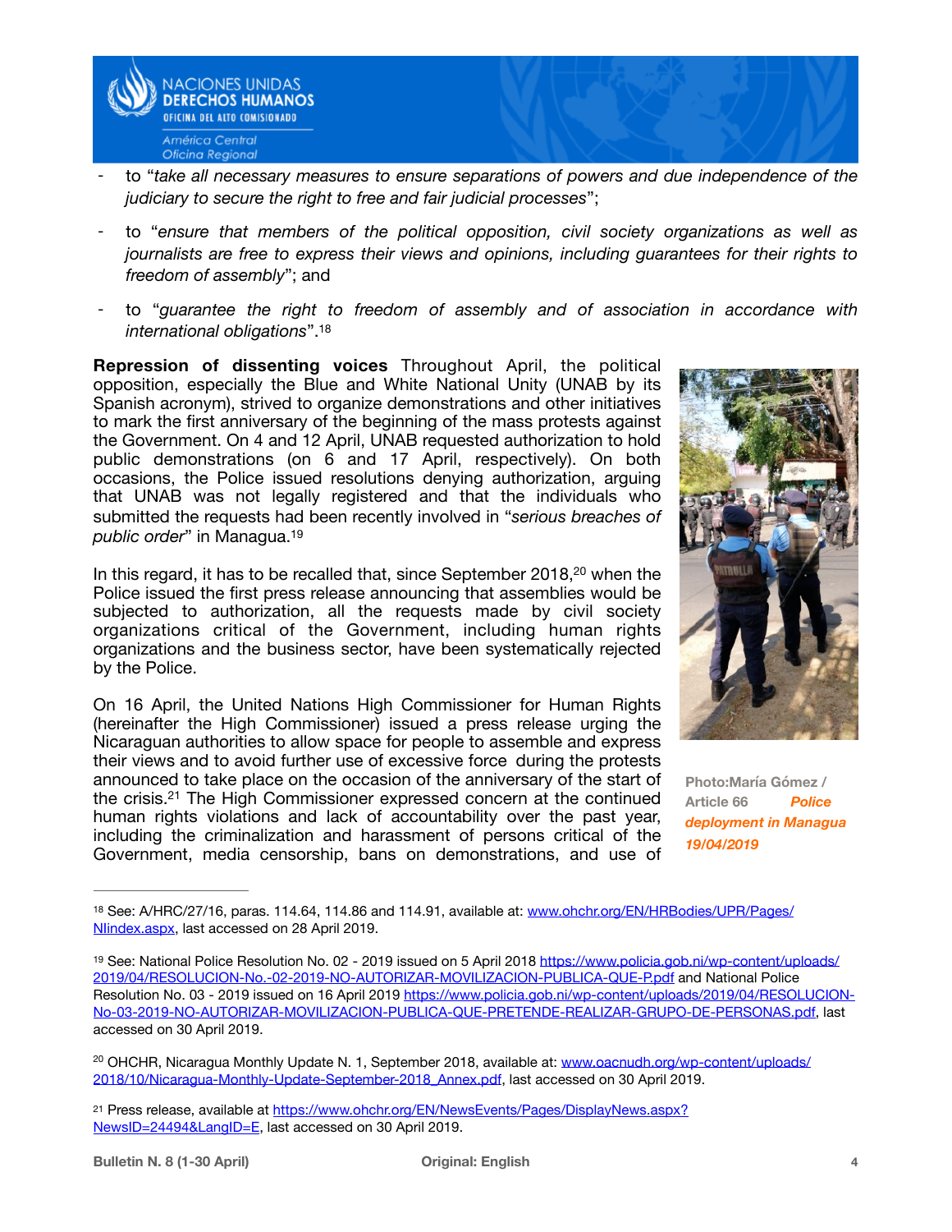- to "*take all necessary measures to ensure separations of powers and due independence of the judiciary to secure the right to free and fair judicial processes*";

- to "*ensure that members of the political opposition, civil society organizations as well as journalists are free to express their views and opinions, including guarantees for their rights to freedom of assembly*"; and

- to "*guarantee the right to freedom of assembly and of association in accordance with international obligations*".[18]

**Repression of dissenting voices** Throughout April, the political opposition, especially the Blue and White National Unity (UNAB by its Spanish acronym), strived to organize demonstrations and other initiatives to mark the first anniversary of the beginning of the mass protests against the Government. On 4 and 12 April, UNAB requested authorization to hold public demonstrations (on 6 and 17 April, respectively). On both occasions, the Police issued resolutions denying authorization, arguing that UNAB was not legally registered and that the individuals who submitted the requests had been recently involved in "*serious breaches of public order*" in Managua.[19]

In this regard, it has to be recalled that, since September 2018,[20] when the Police issued the first press release announcing that assemblies would be subjected to authorization, all the requests made by civil society organizations critical of the Government, including human rights organizations and the business sector, have been systematically rejected by the Police.

On 16 April, the United Nations High Commissioner for Human Rights (hereinafter the High Commissioner) issued a press release urging the Nicaraguan authorities to allow space for people to assemble and express their views and to avoid further use of excessive force during the protests announced to take place on the occasion of the anniversary of the start of the crisis.[21] The High Commissioner expressed concern at the continued human rights violations and lack of accountability over the past year, including the criminalization and harassment of persons critical of the Government, media censorship, bans on demonstrations, and use of

Photo:María Gómez / Article 66 ***Police deployment in Managua 19/04/2019***

---

[18] See: A/HRC/27/16, paras. 114.64, 114.86 and 114.91, available at: www.ohchr.org/EN/HRBodies/UPR/Pages/NIindex.aspx, last accessed on 28 April 2019.

[19] See: National Police Resolution No. 02 - 2019 issued on 5 April 2018 https://www.policia.gob.ni/wp-content/uploads/2019/04/RESOLUCION-No.-02-2019-NO-AUTORIZAR-MOVILIZACION-PUBLICA-QUE-P.pdf and National Police Resolution No. 03 - 2019 issued on 16 April 2019 https://www.policia.gob.ni/wp-content/uploads/2019/04/RESOLUCION-No-03-2019-NO-AUTORIZAR-MOVILIZACION-PUBLICA-QUE-PRETENDE-REALIZAR-GRUPO-DE-PERSONAS.pdf, last accessed on 30 April 2019.

[20] OHCHR, Nicaragua Monthly Update N. 1, September 2018, available at: www.oacnudh.org/wp-content/uploads/2018/10/Nicaragua-Monthly-Update-September-2018_Annex.pdf, last accessed on 30 April 2019.

[21] Press release, available at https://www.ohchr.org/EN/NewsEvents/Pages/DisplayNews.aspx?NewsID=24494&LangID=E, last accessed on 30 April 2019.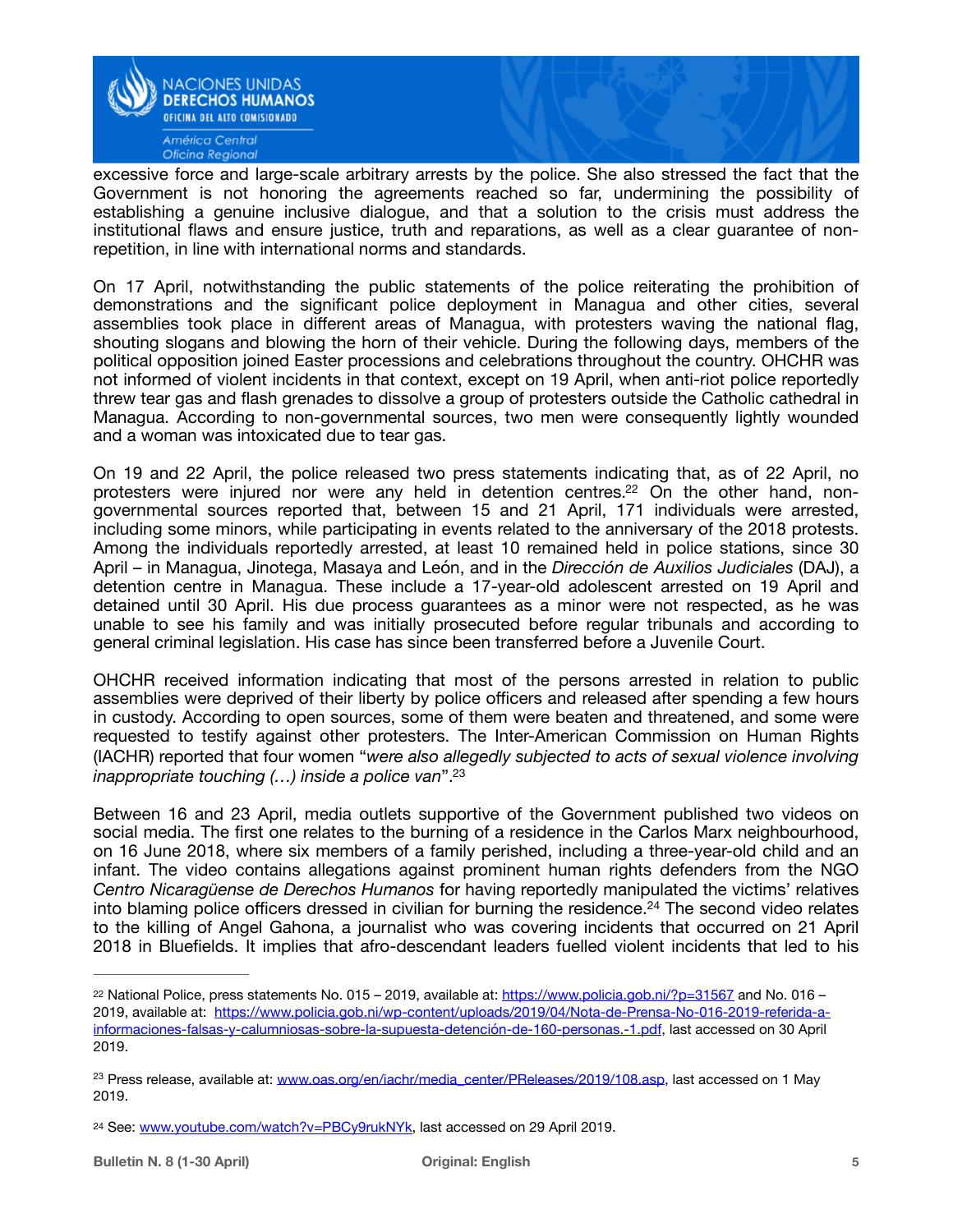excessive force and large-scale arbitrary arrests by the police. She also stressed the fact that the Government is not honoring the agreements reached so far, undermining the possibility of establishing a genuine inclusive dialogue, and that a solution to the crisis must address the institutional flaws and ensure justice, truth and reparations, as well as a clear guarantee of non-repetition, in line with international norms and standards.

On 17 April, notwithstanding the public statements of the police reiterating the prohibition of demonstrations and the significant police deployment in Managua and other cities, several assemblies took place in different areas of Managua, with protesters waving the national flag, shouting slogans and blowing the horn of their vehicle. During the following days, members of the political opposition joined Easter processions and celebrations throughout the country. OHCHR was not informed of violent incidents in that context, except on 19 April, when anti-riot police reportedly threw tear gas and flash grenades to dissolve a group of protesters outside the Catholic cathedral in Managua. According to non-governmental sources, two men were consequently lightly wounded and a woman was intoxicated due to tear gas.

On 19 and 22 April, the police released two press statements indicating that, as of 22 April, no protesters were injured nor were any held in detention centres.[22] On the other hand, non-governmental sources reported that, between 15 and 21 April, 171 individuals were arrested, including some minors, while participating in events related to the anniversary of the 2018 protests. Among the individuals reportedly arrested, at least 10 remained held in police stations, since 30 April – in Managua, Jinotega, Masaya and León, and in the *Dirección de Auxilios Judiciales* (DAJ), a detention centre in Managua. These include a 17-year-old adolescent arrested on 19 April and detained until 30 April. His due process guarantees as a minor were not respected, as he was unable to see his family and was initially prosecuted before regular tribunals and according to general criminal legislation. His case has since been transferred before a Juvenile Court.

OHCHR received information indicating that most of the persons arrested in relation to public assemblies were deprived of their liberty by police officers and released after spending a few hours in custody. According to open sources, some of them were beaten and threatened, and some were requested to testify against other protesters. The Inter-American Commission on Human Rights (IACHR) reported that four women "*were also allegedly subjected to acts of sexual violence involving inappropriate touching (…) inside a police van*".[23]

Between 16 and 23 April, media outlets supportive of the Government published two videos on social media. The first one relates to the burning of a residence in the Carlos Marx neighbourhood, on 16 June 2018, where six members of a family perished, including a three-year-old child and an infant. The video contains allegations against prominent human rights defenders from the NGO *Centro Nicaragüense de Derechos Humanos* for having reportedly manipulated the victims' relatives into blaming police officers dressed in civilian for burning the residence.[24] The second video relates to the killing of Angel Gahona, a journalist who was covering incidents that occurred on 21 April 2018 in Bluefields. It implies that afro-descendant leaders fuelled violent incidents that led to his

---

[22] National Police, press statements No. 015 – 2019, available at: https://www.policia.gob.ni/?p=31567 and No. 016 – 2019, available at: https://www.policia.gob.ni/wp-content/uploads/2019/04/Nota-de-Prensa-No-016-2019-referida-a-informaciones-falsas-y-calumniosas-sobre-la-supuesta-detención-de-160-personas.-1.pdf, last accessed on 30 April 2019.

[23] Press release, available at: www.oas.org/en/iachr/media_center/PReleases/2019/108.asp, last accessed on 1 May 2019.

[24] See: www.youtube.com/watch?v=PBCy9rukNYk, last accessed on 29 April 2019.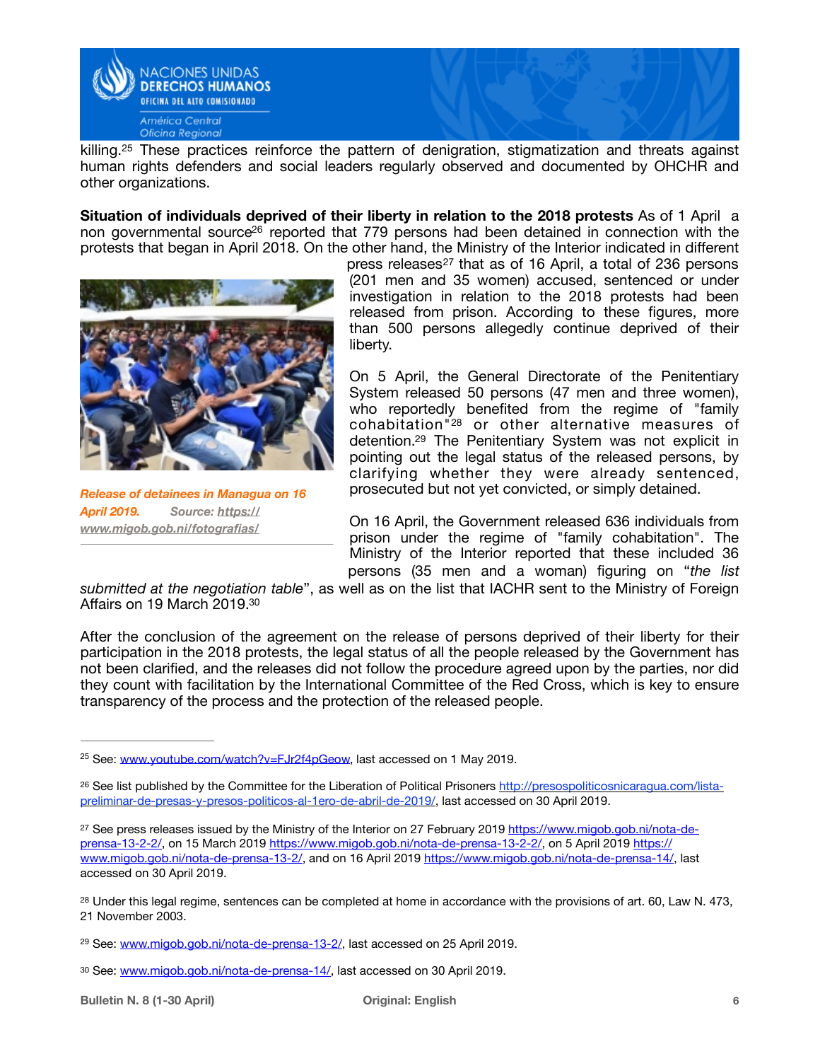killing.[25] These practices reinforce the pattern of denigration, stigmatization and threats against human rights defenders and social leaders regularly observed and documented by OHCHR and other organizations.

**Situation of individuals deprived of their liberty in relation to the 2018 protests** As of 1 April a non governmental source[26] reported that 779 persons had been detained in connection with the protests that began in April 2018. On the other hand, the Ministry of the Interior indicated in different press releases[27] that as of 16 April, a total of 236 persons (201 men and 35 women) accused, sentenced or under investigation in relation to the 2018 protests had been released from prison. According to these figures, more than 500 persons allegedly continue deprived of their liberty.

*Release of detainees in Managua on 16 April 2019. Source: https://www.migob.gob.ni/fotografias/*

On 5 April, the General Directorate of the Penitentiary System released 50 persons (47 men and three women), who reportedly benefited from the regime of "family cohabitation"[28] or other alternative measures of detention.[29] The Penitentiary System was not explicit in pointing out the legal status of the released persons, by clarifying whether they were already sentenced, prosecuted but not yet convicted, or simply detained.

On 16 April, the Government released 636 individuals from prison under the regime of "family cohabitation". The Ministry of the Interior reported that these included 36 persons (35 men and a woman) figuring on "*the list submitted at the negotiation table*", as well as on the list that IACHR sent to the Ministry of Foreign Affairs on 19 March 2019.[30]

After the conclusion of the agreement on the release of persons deprived of their liberty for their participation in the 2018 protests, the legal status of all the people released by the Government has not been clarified, and the releases did not follow the procedure agreed upon by the parties, nor did they count with facilitation by the International Committee of the Red Cross, which is key to ensure transparency of the process and the protection of the released people.

---

[25] See: www.youtube.com/watch?v=FJr2f4pGeow, last accessed on 1 May 2019.

[26] See list published by the Committee for the Liberation of Political Prisoners http://presospoliticosnicaragua.com/lista-preliminar-de-presas-y-presos-politicos-al-1ero-de-abril-de-2019/, last accessed on 30 April 2019.

[27] See press releases issued by the Ministry of the Interior on 27 February 2019 https://www.migob.gob.ni/nota-de-prensa-13-2-2/, on 15 March 2019 https://www.migob.gob.ni/nota-de-prensa-13-2-2/, on 5 April 2019 https://www.migob.gob.ni/nota-de-prensa-13-2/, and on 16 April 2019 https://www.migob.gob.ni/nota-de-prensa-14/, last accessed on 30 April 2019.

[28] Under this legal regime, sentences can be completed at home in accordance with the provisions of art. 60, Law N. 473, 21 November 2003.

[29] See: www.migob.gob.ni/nota-de-prensa-13-2/, last accessed on 25 April 2019.

[30] See: www.migob.gob.ni/nota-de-prensa-14/, last accessed on 30 April 2019.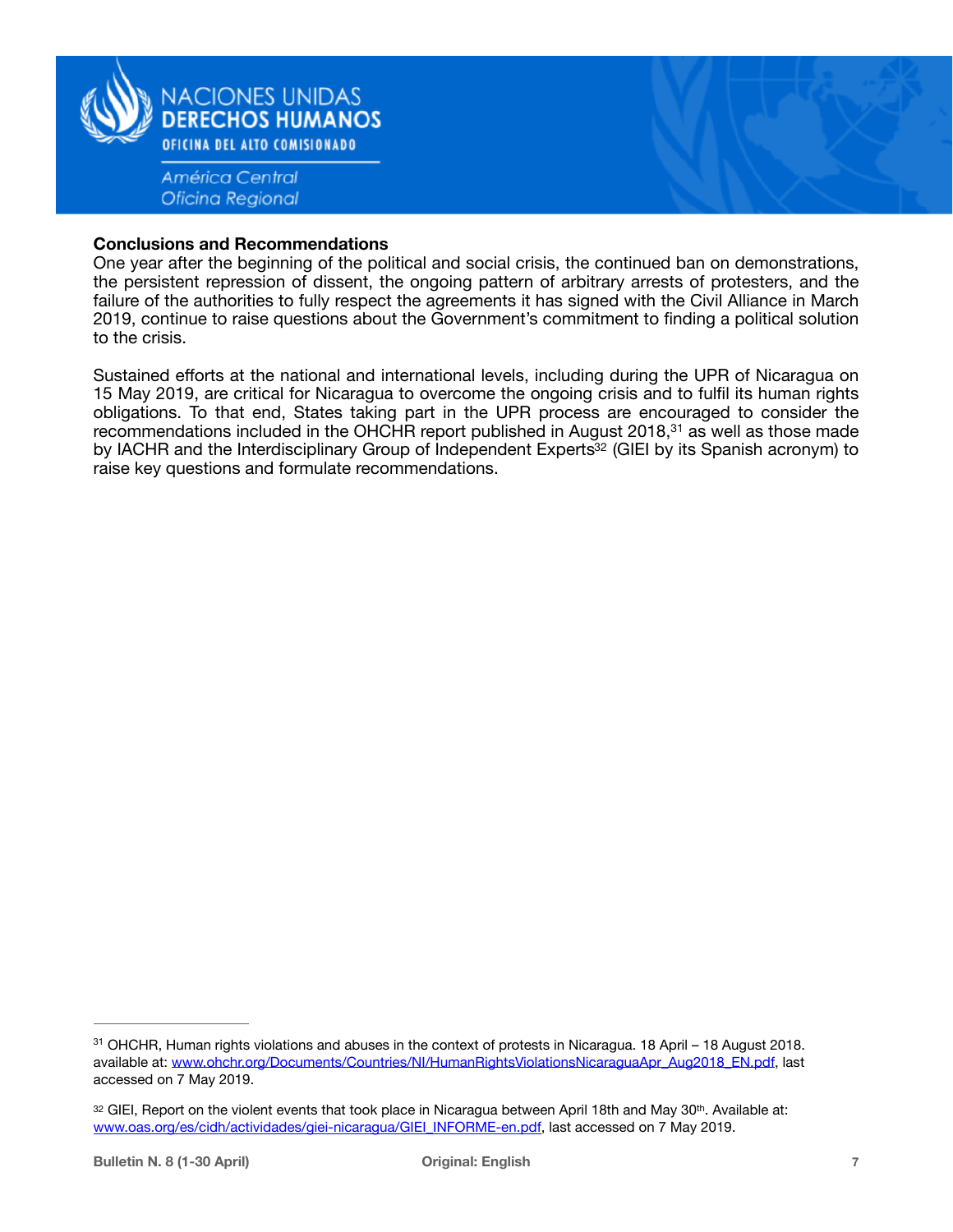**Conclusions and Recommendations**

One year after the beginning of the political and social crisis, the continued ban on demonstrations, the persistent repression of dissent, the ongoing pattern of arbitrary arrests of protesters, and the failure of the authorities to fully respect the agreements it has signed with the Civil Alliance in March 2019, continue to raise questions about the Government's commitment to finding a political solution to the crisis.

Sustained efforts at the national and international levels, including during the UPR of Nicaragua on 15 May 2019, are critical for Nicaragua to overcome the ongoing crisis and to fulfil its human rights obligations. To that end, States taking part in the UPR process are encouraged to consider the recommendations included in the OHCHR report published in August 2018,[31] as well as those made by IACHR and the Interdisciplinary Group of Independent Experts[32] (GIEI by its Spanish acronym) to raise key questions and formulate recommendations.

---

[31] OHCHR, Human rights violations and abuses in the context of protests in Nicaragua. 18 April – 18 August 2018. available at: www.ohchr.org/Documents/Countries/NI/HumanRightsViolationsNicaraguaApr_Aug2018_EN.pdf, last accessed on 7 May 2019.

[32] GIEI, Report on the violent events that took place in Nicaragua between April 18th and May 30th. Available at: www.oas.org/es/cidh/actividades/giei-nicaragua/GIEI_INFORME-en.pdf, last accessed on 7 May 2019.